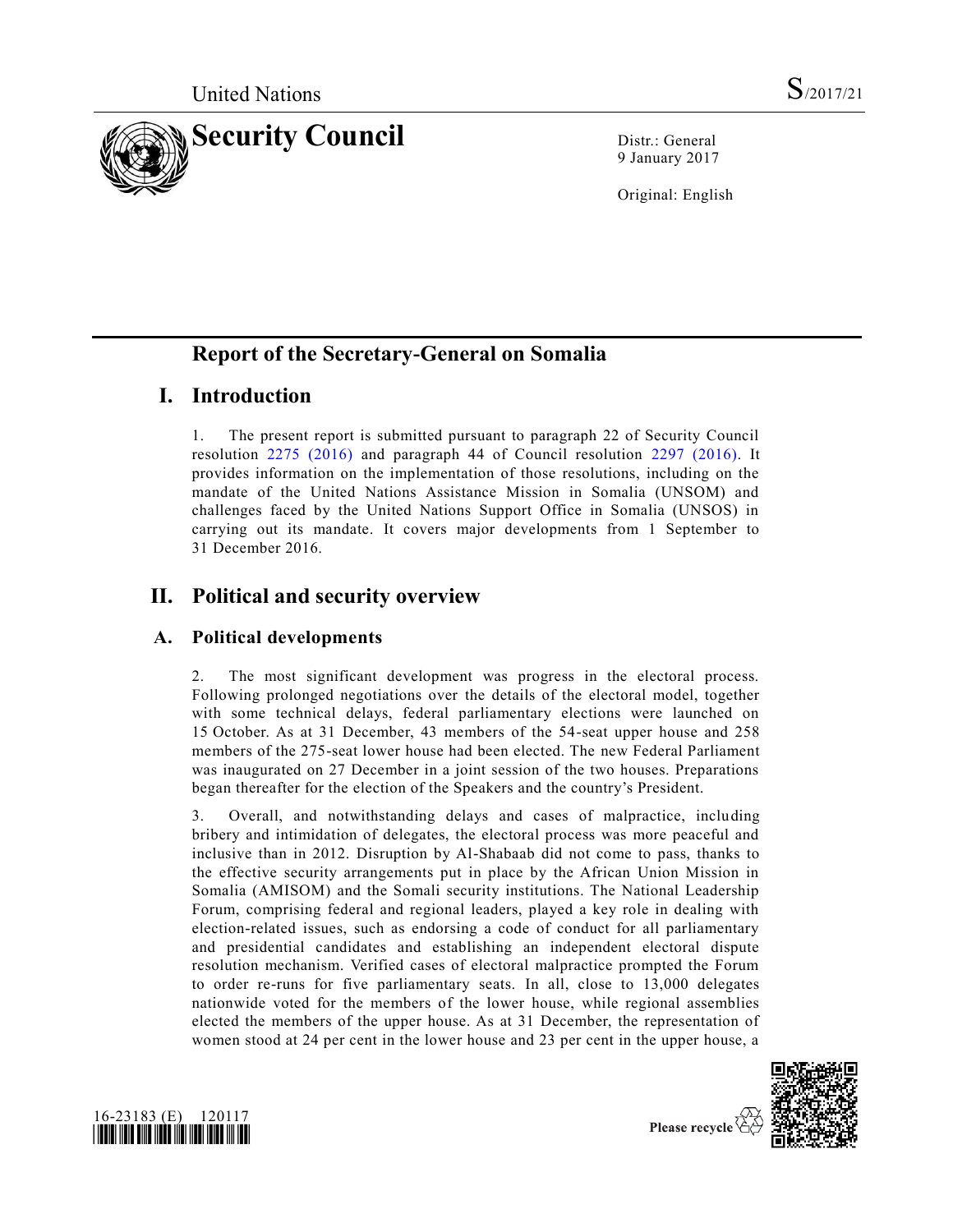United Nations S/2017/21

# Security Council

Distr.: General
9 January 2017

Original: English

# Report of the Secretary-General on Somalia

## I. Introduction

1. The present report is submitted pursuant to paragraph 22 of Security Council resolution 2275 (2016) and paragraph 44 of Council resolution 2297 (2016). It provides information on the implementation of those resolutions, including on the mandate of the United Nations Assistance Mission in Somalia (UNSOM) and challenges faced by the United Nations Support Office in Somalia (UNSOS) in carrying out its mandate. It covers major developments from 1 September to 31 December 2016.

## II. Political and security overview

### A. Political developments

2. The most significant development was progress in the electoral process. Following prolonged negotiations over the details of the electoral model, together with some technical delays, federal parliamentary elections were launched on 15 October. As at 31 December, 43 members of the 54-seat upper house and 258 members of the 275-seat lower house had been elected. The new Federal Parliament was inaugurated on 27 December in a joint session of the two houses. Preparations began thereafter for the election of the Speakers and the country's President.

3. Overall, and notwithstanding delays and cases of malpractice, including bribery and intimidation of delegates, the electoral process was more peaceful and inclusive than in 2012. Disruption by Al-Shabaab did not come to pass, thanks to the effective security arrangements put in place by the African Union Mission in Somalia (AMISOM) and the Somali security institutions. The National Leadership Forum, comprising federal and regional leaders, played a key role in dealing with election-related issues, such as endorsing a code of conduct for all parliamentary and presidential candidates and establishing an independent electoral dispute resolution mechanism. Verified cases of electoral malpractice prompted the Forum to order re-runs for five parliamentary seats. In all, close to 13,000 delegates nationwide voted for the members of the lower house, while regional assemblies elected the members of the upper house. As at 31 December, the representation of women stood at 24 per cent in the lower house and 23 per cent in the upper house, a

16-23183 (E) 120117

Please recycle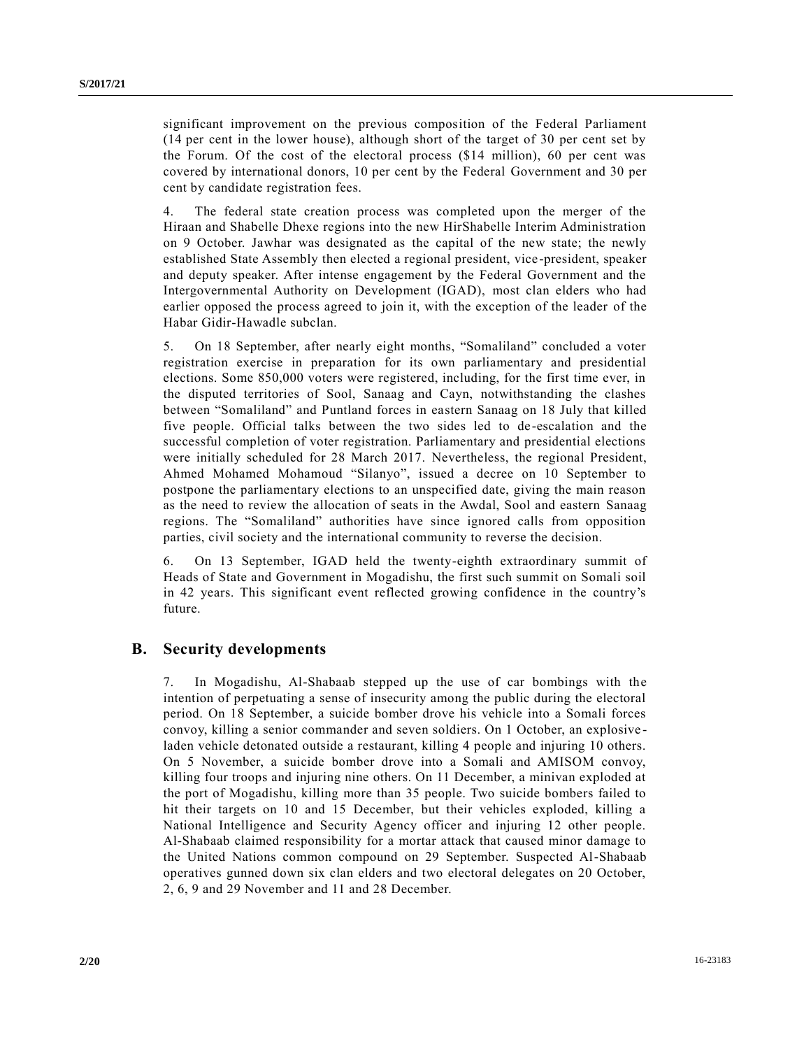significant improvement on the previous composition of the Federal Parliament (14 per cent in the lower house), although short of the target of 30 per cent set by the Forum. Of the cost of the electoral process ($14 million), 60 per cent was covered by international donors, 10 per cent by the Federal Government and 30 per cent by candidate registration fees.

4. The federal state creation process was completed upon the merger of the Hiraan and Shabelle Dhexe regions into the new HirShabelle Interim Administration on 9 October. Jawhar was designated as the capital of the new state; the newly established State Assembly then elected a regional president, vice-president, speaker and deputy speaker. After intense engagement by the Federal Government and the Intergovernmental Authority on Development (IGAD), most clan elders who had earlier opposed the process agreed to join it, with the exception of the leader of the Habar Gidir-Hawadle subclan.

5. On 18 September, after nearly eight months, "Somaliland" concluded a voter registration exercise in preparation for its own parliamentary and presidential elections. Some 850,000 voters were registered, including, for the first time ever, in the disputed territories of Sool, Sanaag and Cayn, notwithstanding the clashes between "Somaliland" and Puntland forces in eastern Sanaag on 18 July that killed five people. Official talks between the two sides led to de-escalation and the successful completion of voter registration. Parliamentary and presidential elections were initially scheduled for 28 March 2017. Nevertheless, the regional President, Ahmed Mohamed Mohamoud "Silanyo", issued a decree on 10 September to postpone the parliamentary elections to an unspecified date, giving the main reason as the need to review the allocation of seats in the Awdal, Sool and eastern Sanaag regions. The "Somaliland" authorities have since ignored calls from opposition parties, civil society and the international community to reverse the decision.

6. On 13 September, IGAD held the twenty-eighth extraordinary summit of Heads of State and Government in Mogadishu, the first such summit on Somali soil in 42 years. This significant event reflected growing confidence in the country's future.

## B. Security developments

7. In Mogadishu, Al-Shabaab stepped up the use of car bombings with the intention of perpetuating a sense of insecurity among the public during the electoral period. On 18 September, a suicide bomber drove his vehicle into a Somali forces convoy, killing a senior commander and seven soldiers. On 1 October, an explosive-laden vehicle detonated outside a restaurant, killing 4 people and injuring 10 others. On 5 November, a suicide bomber drove into a Somali and AMISOM convoy, killing four troops and injuring nine others. On 11 December, a minivan exploded at the port of Mogadishu, killing more than 35 people. Two suicide bombers failed to hit their targets on 10 and 15 December, but their vehicles exploded, killing a National Intelligence and Security Agency officer and injuring 12 other people. Al-Shabaab claimed responsibility for a mortar attack that caused minor damage to the United Nations common compound on 29 September. Suspected Al-Shabaab operatives gunned down six clan elders and two electoral delegates on 20 October, 2, 6, 9 and 29 November and 11 and 28 December.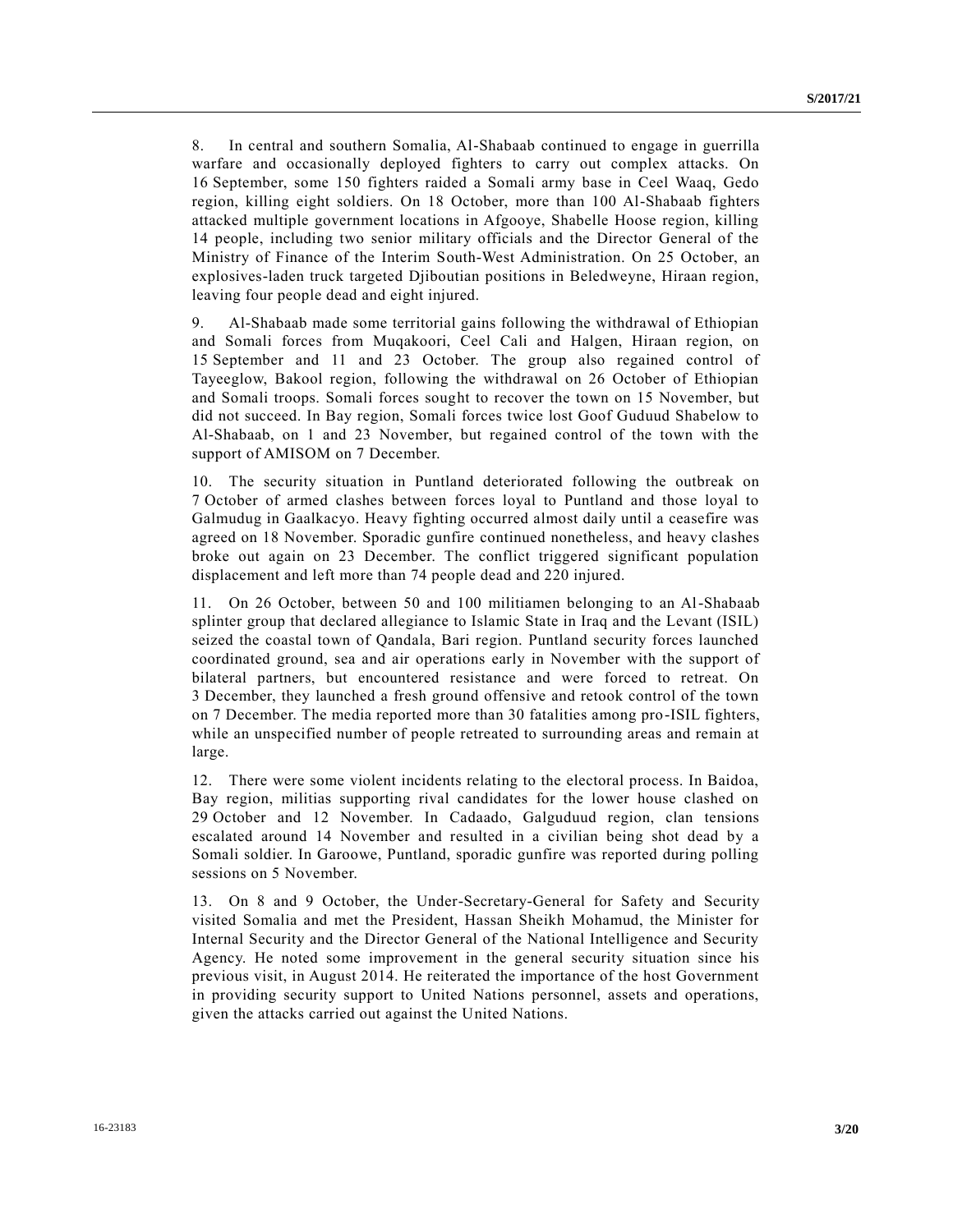8. In central and southern Somalia, Al-Shabaab continued to engage in guerrilla warfare and occasionally deployed fighters to carry out complex attacks. On 16 September, some 150 fighters raided a Somali army base in Ceel Waaq, Gedo region, killing eight soldiers. On 18 October, more than 100 Al-Shabaab fighters attacked multiple government locations in Afgooye, Shabelle Hoose region, killing 14 people, including two senior military officials and the Director General of the Ministry of Finance of the Interim South-West Administration. On 25 October, an explosives-laden truck targeted Djiboutian positions in Beledweyne, Hiraan region, leaving four people dead and eight injured.

9. Al-Shabaab made some territorial gains following the withdrawal of Ethiopian and Somali forces from Muqakoori, Ceel Cali and Halgen, Hiraan region, on 15 September and 11 and 23 October. The group also regained control of Tayeeglow, Bakool region, following the withdrawal on 26 October of Ethiopian and Somali troops. Somali forces sought to recover the town on 15 November, but did not succeed. In Bay region, Somali forces twice lost Goof Guduud Shabelow to Al-Shabaab, on 1 and 23 November, but regained control of the town with the support of AMISOM on 7 December.

10. The security situation in Puntland deteriorated following the outbreak on 7 October of armed clashes between forces loyal to Puntland and those loyal to Galmudug in Gaalkacyo. Heavy fighting occurred almost daily until a ceasefire was agreed on 18 November. Sporadic gunfire continued nonetheless, and heavy clashes broke out again on 23 December. The conflict triggered significant population displacement and left more than 74 people dead and 220 injured.

11. On 26 October, between 50 and 100 militiamen belonging to an Al-Shabaab splinter group that declared allegiance to Islamic State in Iraq and the Levant (ISIL) seized the coastal town of Qandala, Bari region. Puntland security forces launched coordinated ground, sea and air operations early in November with the support of bilateral partners, but encountered resistance and were forced to retreat. On 3 December, they launched a fresh ground offensive and retook control of the town on 7 December. The media reported more than 30 fatalities among pro-ISIL fighters, while an unspecified number of people retreated to surrounding areas and remain at large.

12. There were some violent incidents relating to the electoral process. In Baidoa, Bay region, militias supporting rival candidates for the lower house clashed on 29 October and 12 November. In Cadaado, Galguduud region, clan tensions escalated around 14 November and resulted in a civilian being shot dead by a Somali soldier. In Garoowe, Puntland, sporadic gunfire was reported during polling sessions on 5 November.

13. On 8 and 9 October, the Under-Secretary-General for Safety and Security visited Somalia and met the President, Hassan Sheikh Mohamud, the Minister for Internal Security and the Director General of the National Intelligence and Security Agency. He noted some improvement in the general security situation since his previous visit, in August 2014. He reiterated the importance of the host Government in providing security support to United Nations personnel, assets and operations, given the attacks carried out against the United Nations.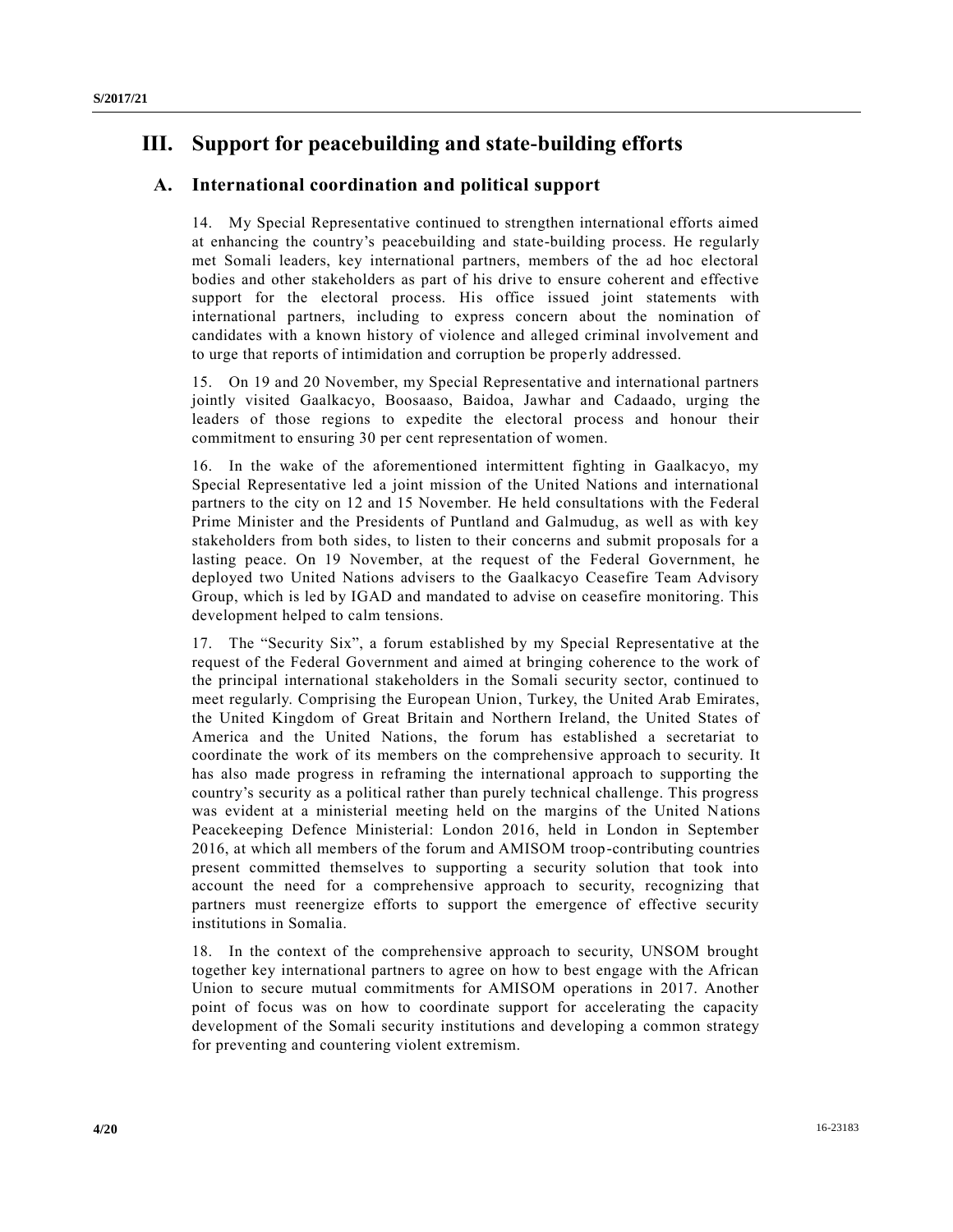# III. Support for peacebuilding and state-building efforts

## A. International coordination and political support

14. My Special Representative continued to strengthen international efforts aimed at enhancing the country's peacebuilding and state-building process. He regularly met Somali leaders, key international partners, members of the ad hoc electoral bodies and other stakeholders as part of his drive to ensure coherent and effective support for the electoral process. His office issued joint statements with international partners, including to express concern about the nomination of candidates with a known history of violence and alleged criminal involvement and to urge that reports of intimidation and corruption be properly addressed.

15. On 19 and 20 November, my Special Representative and international partners jointly visited Gaalkacyo, Boosaaso, Baidoa, Jawhar and Cadaado, urging the leaders of those regions to expedite the electoral process and honour their commitment to ensuring 30 per cent representation of women.

16. In the wake of the aforementioned intermittent fighting in Gaalkacyo, my Special Representative led a joint mission of the United Nations and international partners to the city on 12 and 15 November. He held consultations with the Federal Prime Minister and the Presidents of Puntland and Galmudug, as well as with key stakeholders from both sides, to listen to their concerns and submit proposals for a lasting peace. On 19 November, at the request of the Federal Government, he deployed two United Nations advisers to the Gaalkacyo Ceasefire Team Advisory Group, which is led by IGAD and mandated to advise on ceasefire monitoring. This development helped to calm tensions.

17. The "Security Six", a forum established by my Special Representative at the request of the Federal Government and aimed at bringing coherence to the work of the principal international stakeholders in the Somali security sector, continued to meet regularly. Comprising the European Union, Turkey, the United Arab Emirates, the United Kingdom of Great Britain and Northern Ireland, the United States of America and the United Nations, the forum has established a secretariat to coordinate the work of its members on the comprehensive approach to security. It has also made progress in reframing the international approach to supporting the country's security as a political rather than purely technical challenge. This progress was evident at a ministerial meeting held on the margins of the United Nations Peacekeeping Defence Ministerial: London 2016, held in London in September 2016, at which all members of the forum and AMISOM troop-contributing countries present committed themselves to supporting a security solution that took into account the need for a comprehensive approach to security, recognizing that partners must reenergize efforts to support the emergence of effective security institutions in Somalia.

18. In the context of the comprehensive approach to security, UNSOM brought together key international partners to agree on how to best engage with the African Union to secure mutual commitments for AMISOM operations in 2017. Another point of focus was on how to coordinate support for accelerating the capacity development of the Somali security institutions and developing a common strategy for preventing and countering violent extremism.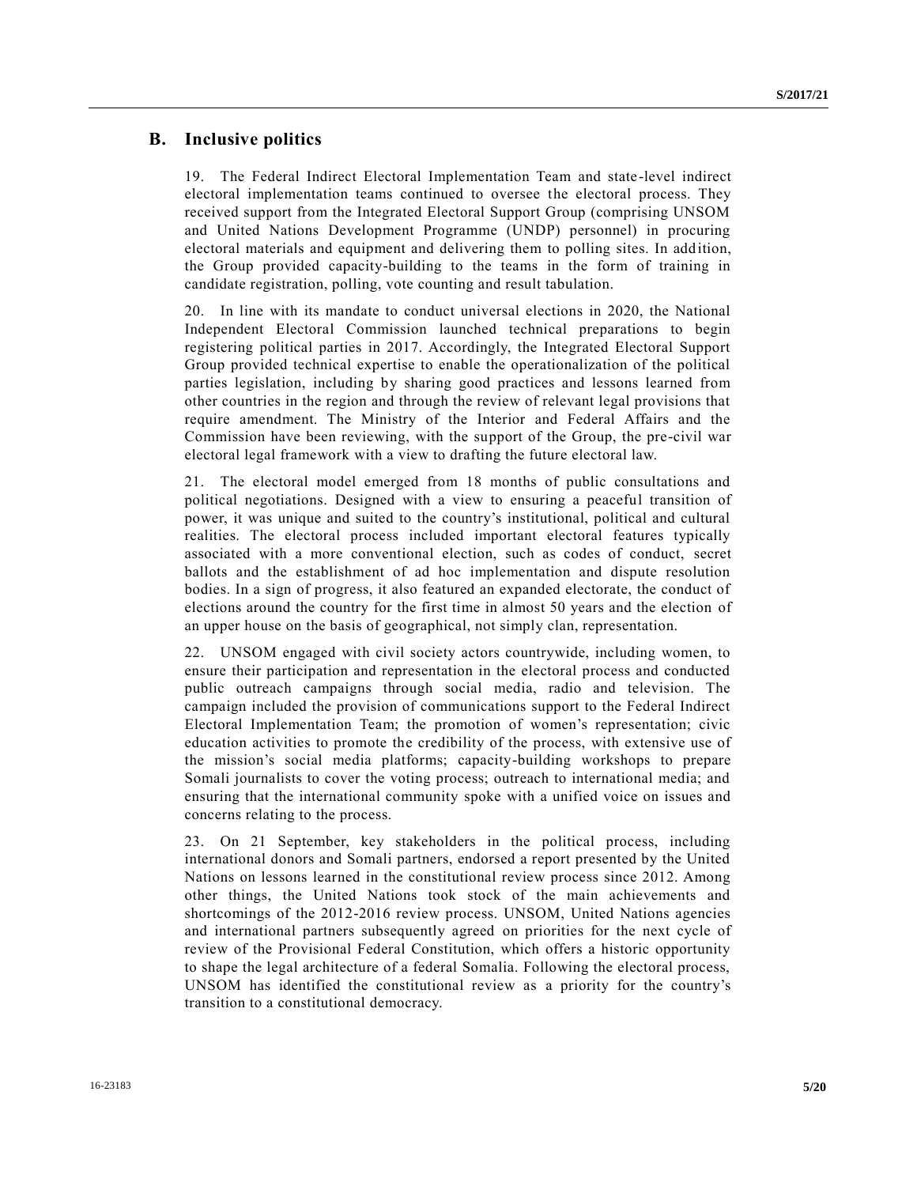## B. Inclusive politics

19. The Federal Indirect Electoral Implementation Team and state-level indirect electoral implementation teams continued to oversee the electoral process. They received support from the Integrated Electoral Support Group (comprising UNSOM and United Nations Development Programme (UNDP) personnel) in procuring electoral materials and equipment and delivering them to polling sites. In addition, the Group provided capacity-building to the teams in the form of training in candidate registration, polling, vote counting and result tabulation.

20. In line with its mandate to conduct universal elections in 2020, the National Independent Electoral Commission launched technical preparations to begin registering political parties in 2017. Accordingly, the Integrated Electoral Support Group provided technical expertise to enable the operationalization of the political parties legislation, including by sharing good practices and lessons learned from other countries in the region and through the review of relevant legal provisions that require amendment. The Ministry of the Interior and Federal Affairs and the Commission have been reviewing, with the support of the Group, the pre-civil war electoral legal framework with a view to drafting the future electoral law.

21. The electoral model emerged from 18 months of public consultations and political negotiations. Designed with a view to ensuring a peaceful transition of power, it was unique and suited to the country's institutional, political and cultural realities. The electoral process included important electoral features typically associated with a more conventional election, such as codes of conduct, secret ballots and the establishment of ad hoc implementation and dispute resolution bodies. In a sign of progress, it also featured an expanded electorate, the conduct of elections around the country for the first time in almost 50 years and the election of an upper house on the basis of geographical, not simply clan, representation.

22. UNSOM engaged with civil society actors countrywide, including women, to ensure their participation and representation in the electoral process and conducted public outreach campaigns through social media, radio and television. The campaign included the provision of communications support to the Federal Indirect Electoral Implementation Team; the promotion of women's representation; civic education activities to promote the credibility of the process, with extensive use of the mission's social media platforms; capacity-building workshops to prepare Somali journalists to cover the voting process; outreach to international media; and ensuring that the international community spoke with a unified voice on issues and concerns relating to the process.

23. On 21 September, key stakeholders in the political process, including international donors and Somali partners, endorsed a report presented by the United Nations on lessons learned in the constitutional review process since 2012. Among other things, the United Nations took stock of the main achievements and shortcomings of the 2012-2016 review process. UNSOM, United Nations agencies and international partners subsequently agreed on priorities for the next cycle of review of the Provisional Federal Constitution, which offers a historic opportunity to shape the legal architecture of a federal Somalia. Following the electoral process, UNSOM has identified the constitutional review as a priority for the country's transition to a constitutional democracy.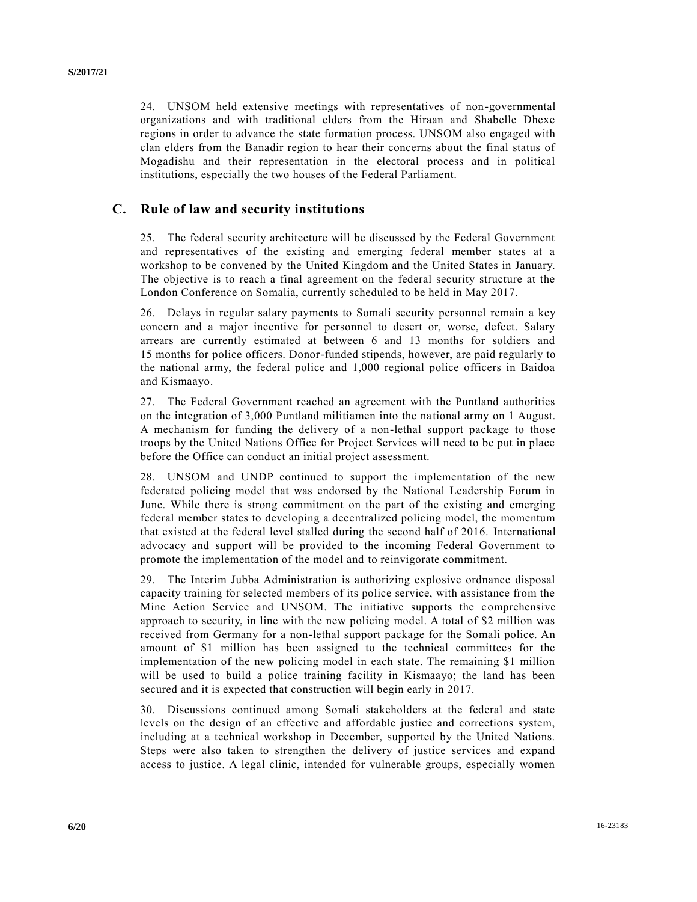24. UNSOM held extensive meetings with representatives of non-governmental organizations and with traditional elders from the Hiraan and Shabelle Dhexe regions in order to advance the state formation process. UNSOM also engaged with clan elders from the Banadir region to hear their concerns about the final status of Mogadishu and their representation in the electoral process and in political institutions, especially the two houses of the Federal Parliament.

## C. Rule of law and security institutions

25. The federal security architecture will be discussed by the Federal Government and representatives of the existing and emerging federal member states at a workshop to be convened by the United Kingdom and the United States in January. The objective is to reach a final agreement on the federal security structure at the London Conference on Somalia, currently scheduled to be held in May 2017.

26. Delays in regular salary payments to Somali security personnel remain a key concern and a major incentive for personnel to desert or, worse, defect. Salary arrears are currently estimated at between 6 and 13 months for soldiers and 15 months for police officers. Donor-funded stipends, however, are paid regularly to the national army, the federal police and 1,000 regional police officers in Baidoa and Kismaayo.

27. The Federal Government reached an agreement with the Puntland authorities on the integration of 3,000 Puntland militiamen into the national army on 1 August. A mechanism for funding the delivery of a non-lethal support package to those troops by the United Nations Office for Project Services will need to be put in place before the Office can conduct an initial project assessment.

28. UNSOM and UNDP continued to support the implementation of the new federated policing model that was endorsed by the National Leadership Forum in June. While there is strong commitment on the part of the existing and emerging federal member states to developing a decentralized policing model, the momentum that existed at the federal level stalled during the second half of 2016. International advocacy and support will be provided to the incoming Federal Government to promote the implementation of the model and to reinvigorate commitment.

29. The Interim Jubba Administration is authorizing explosive ordnance disposal capacity training for selected members of its police service, with assistance from the Mine Action Service and UNSOM. The initiative supports the comprehensive approach to security, in line with the new policing model. A total of $2 million was received from Germany for a non-lethal support package for the Somali police. An amount of $1 million has been assigned to the technical committees for the implementation of the new policing model in each state. The remaining $1 million will be used to build a police training facility in Kismaayo; the land has been secured and it is expected that construction will begin early in 2017.

30. Discussions continued among Somali stakeholders at the federal and state levels on the design of an effective and affordable justice and corrections system, including at a technical workshop in December, supported by the United Nations. Steps were also taken to strengthen the delivery of justice services and expand access to justice. A legal clinic, intended for vulnerable groups, especially women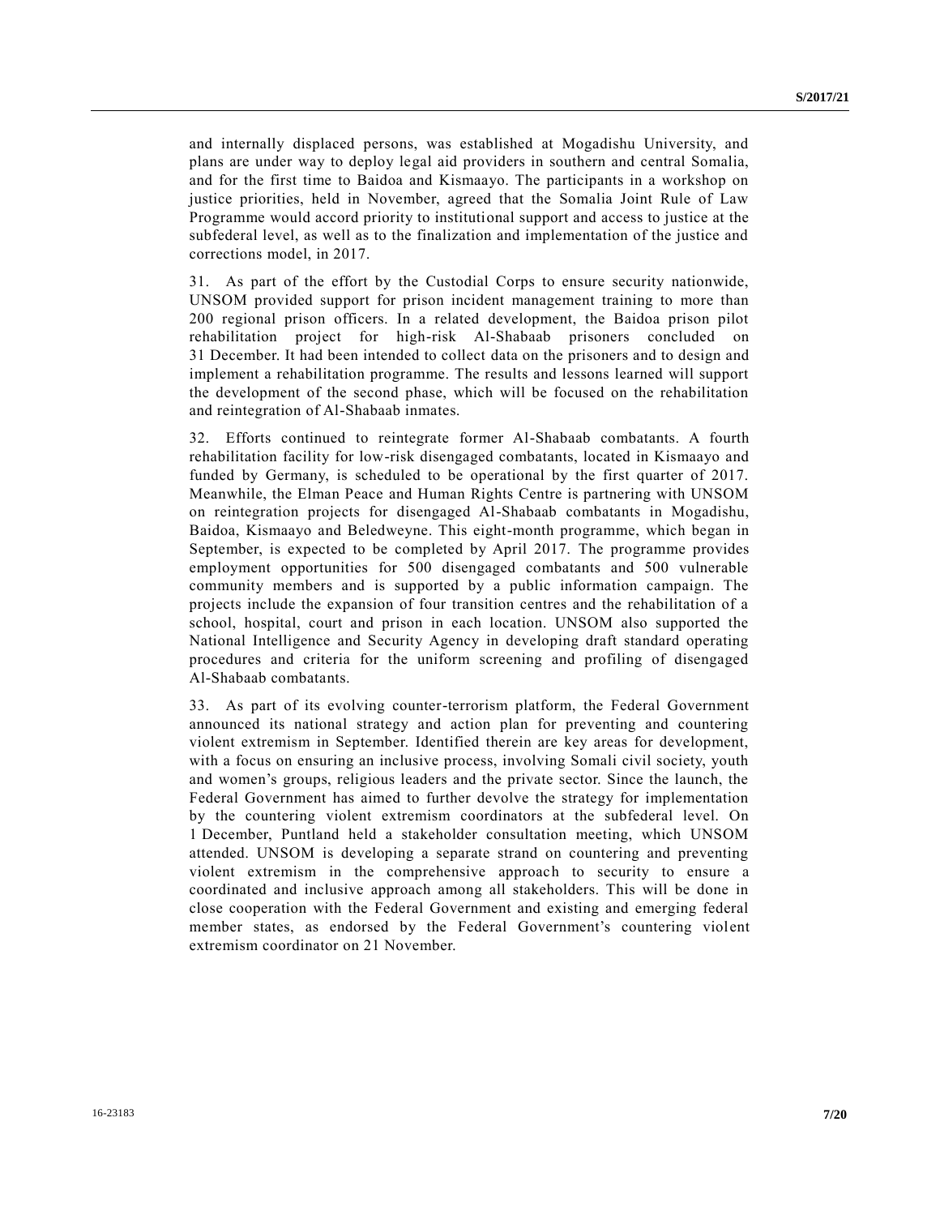and internally displaced persons, was established at Mogadishu University, and plans are under way to deploy legal aid providers in southern and central Somalia, and for the first time to Baidoa and Kismaayo. The participants in a workshop on justice priorities, held in November, agreed that the Somalia Joint Rule of Law Programme would accord priority to institutional support and access to justice at the subfederal level, as well as to the finalization and implementation of the justice and corrections model, in 2017.

31. As part of the effort by the Custodial Corps to ensure security nationwide, UNSOM provided support for prison incident management training to more than 200 regional prison officers. In a related development, the Baidoa prison pilot rehabilitation project for high-risk Al-Shabaab prisoners concluded on 31 December. It had been intended to collect data on the prisoners and to design and implement a rehabilitation programme. The results and lessons learned will support the development of the second phase, which will be focused on the rehabilitation and reintegration of Al-Shabaab inmates.

32. Efforts continued to reintegrate former Al-Shabaab combatants. A fourth rehabilitation facility for low-risk disengaged combatants, located in Kismaayo and funded by Germany, is scheduled to be operational by the first quarter of 2017. Meanwhile, the Elman Peace and Human Rights Centre is partnering with UNSOM on reintegration projects for disengaged Al-Shabaab combatants in Mogadishu, Baidoa, Kismaayo and Beledweyne. This eight-month programme, which began in September, is expected to be completed by April 2017. The programme provides employment opportunities for 500 disengaged combatants and 500 vulnerable community members and is supported by a public information campaign. The projects include the expansion of four transition centres and the rehabilitation of a school, hospital, court and prison in each location. UNSOM also supported the National Intelligence and Security Agency in developing draft standard operating procedures and criteria for the uniform screening and profiling of disengaged Al-Shabaab combatants.

33. As part of its evolving counter-terrorism platform, the Federal Government announced its national strategy and action plan for preventing and countering violent extremism in September. Identified therein are key areas for development, with a focus on ensuring an inclusive process, involving Somali civil society, youth and women's groups, religious leaders and the private sector. Since the launch, the Federal Government has aimed to further devolve the strategy for implementation by the countering violent extremism coordinators at the subfederal level. On 1 December, Puntland held a stakeholder consultation meeting, which UNSOM attended. UNSOM is developing a separate strand on countering and preventing violent extremism in the comprehensive approach to security to ensure a coordinated and inclusive approach among all stakeholders. This will be done in close cooperation with the Federal Government and existing and emerging federal member states, as endorsed by the Federal Government's countering violent extremism coordinator on 21 November.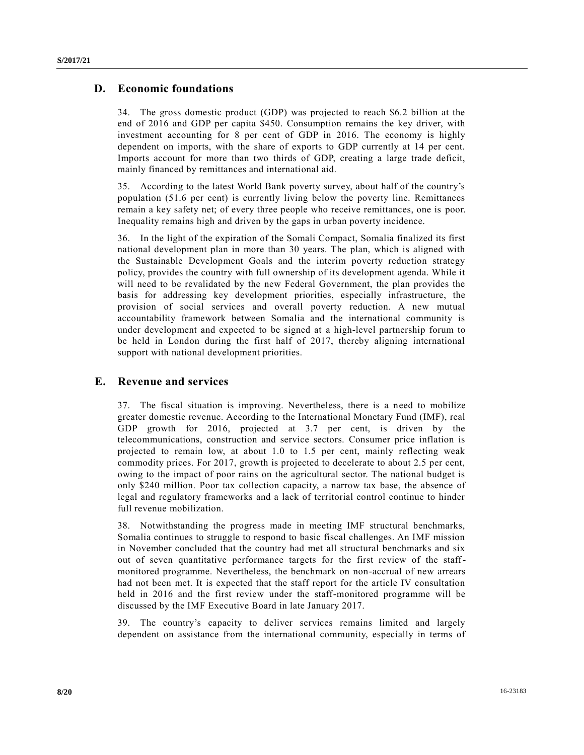## D. Economic foundations

34. The gross domestic product (GDP) was projected to reach \$6.2 billion at the end of 2016 and GDP per capita \$450. Consumption remains the key driver, with investment accounting for 8 per cent of GDP in 2016. The economy is highly dependent on imports, with the share of exports to GDP currently at 14 per cent. Imports account for more than two thirds of GDP, creating a large trade deficit, mainly financed by remittances and international aid.

35. According to the latest World Bank poverty survey, about half of the country's population (51.6 per cent) is currently living below the poverty line. Remittances remain a key safety net; of every three people who receive remittances, one is poor. Inequality remains high and driven by the gaps in urban poverty incidence.

36. In the light of the expiration of the Somali Compact, Somalia finalized its first national development plan in more than 30 years. The plan, which is aligned with the Sustainable Development Goals and the interim poverty reduction strategy policy, provides the country with full ownership of its development agenda. While it will need to be revalidated by the new Federal Government, the plan provides the basis for addressing key development priorities, especially infrastructure, the provision of social services and overall poverty reduction. A new mutual accountability framework between Somalia and the international community is under development and expected to be signed at a high-level partnership forum to be held in London during the first half of 2017, thereby aligning international support with national development priorities.

## E. Revenue and services

37. The fiscal situation is improving. Nevertheless, there is a need to mobilize greater domestic revenue. According to the International Monetary Fund (IMF), real GDP growth for 2016, projected at 3.7 per cent, is driven by the telecommunications, construction and service sectors. Consumer price inflation is projected to remain low, at about 1.0 to 1.5 per cent, mainly reflecting weak commodity prices. For 2017, growth is projected to decelerate to about 2.5 per cent, owing to the impact of poor rains on the agricultural sector. The national budget is only \$240 million. Poor tax collection capacity, a narrow tax base, the absence of legal and regulatory frameworks and a lack of territorial control continue to hinder full revenue mobilization.

38. Notwithstanding the progress made in meeting IMF structural benchmarks, Somalia continues to struggle to respond to basic fiscal challenges. An IMF mission in November concluded that the country had met all structural benchmarks and six out of seven quantitative performance targets for the first review of the staff-monitored programme. Nevertheless, the benchmark on non-accrual of new arrears had not been met. It is expected that the staff report for the article IV consultation held in 2016 and the first review under the staff-monitored programme will be discussed by the IMF Executive Board in late January 2017.

39. The country's capacity to deliver services remains limited and largely dependent on assistance from the international community, especially in terms of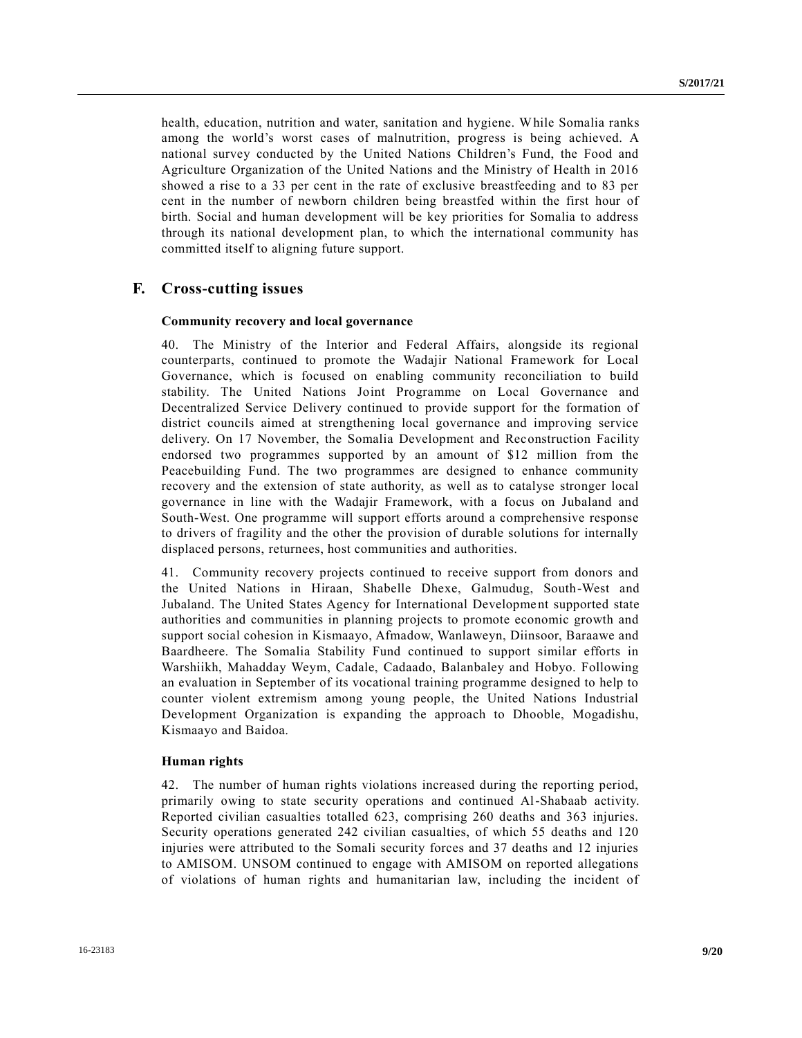health, education, nutrition and water, sanitation and hygiene. While Somalia ranks among the world's worst cases of malnutrition, progress is being achieved. A national survey conducted by the United Nations Children's Fund, the Food and Agriculture Organization of the United Nations and the Ministry of Health in 2016 showed a rise to a 33 per cent in the rate of exclusive breastfeeding and to 83 per cent in the number of newborn children being breastfed within the first hour of birth. Social and human development will be key priorities for Somalia to address through its national development plan, to which the international community has committed itself to aligning future support.

## F. Cross-cutting issues

### Community recovery and local governance

40. The Ministry of the Interior and Federal Affairs, alongside its regional counterparts, continued to promote the Wadajir National Framework for Local Governance, which is focused on enabling community reconciliation to build stability. The United Nations Joint Programme on Local Governance and Decentralized Service Delivery continued to provide support for the formation of district councils aimed at strengthening local governance and improving service delivery. On 17 November, the Somalia Development and Reconstruction Facility endorsed two programmes supported by an amount of $12 million from the Peacebuilding Fund. The two programmes are designed to enhance community recovery and the extension of state authority, as well as to catalyse stronger local governance in line with the Wadajir Framework, with a focus on Jubaland and South-West. One programme will support efforts around a comprehensive response to drivers of fragility and the other the provision of durable solutions for internally displaced persons, returnees, host communities and authorities.

41. Community recovery projects continued to receive support from donors and the United Nations in Hiraan, Shabelle Dhexe, Galmudug, South-West and Jubaland. The United States Agency for International Development supported state authorities and communities in planning projects to promote economic growth and support social cohesion in Kismaayo, Afmadow, Wanlaweyn, Diinsoor, Baraawe and Baardheere. The Somalia Stability Fund continued to support similar efforts in Warshiikh, Mahadday Weym, Cadale, Cadaado, Balanbaley and Hobyo. Following an evaluation in September of its vocational training programme designed to help to counter violent extremism among young people, the United Nations Industrial Development Organization is expanding the approach to Dhooble, Mogadishu, Kismaayo and Baidoa.

### Human rights

42. The number of human rights violations increased during the reporting period, primarily owing to state security operations and continued Al-Shabaab activity. Reported civilian casualties totalled 623, comprising 260 deaths and 363 injuries. Security operations generated 242 civilian casualties, of which 55 deaths and 120 injuries were attributed to the Somali security forces and 37 deaths and 12 injuries to AMISOM. UNSOM continued to engage with AMISOM on reported allegations of violations of human rights and humanitarian law, including the incident of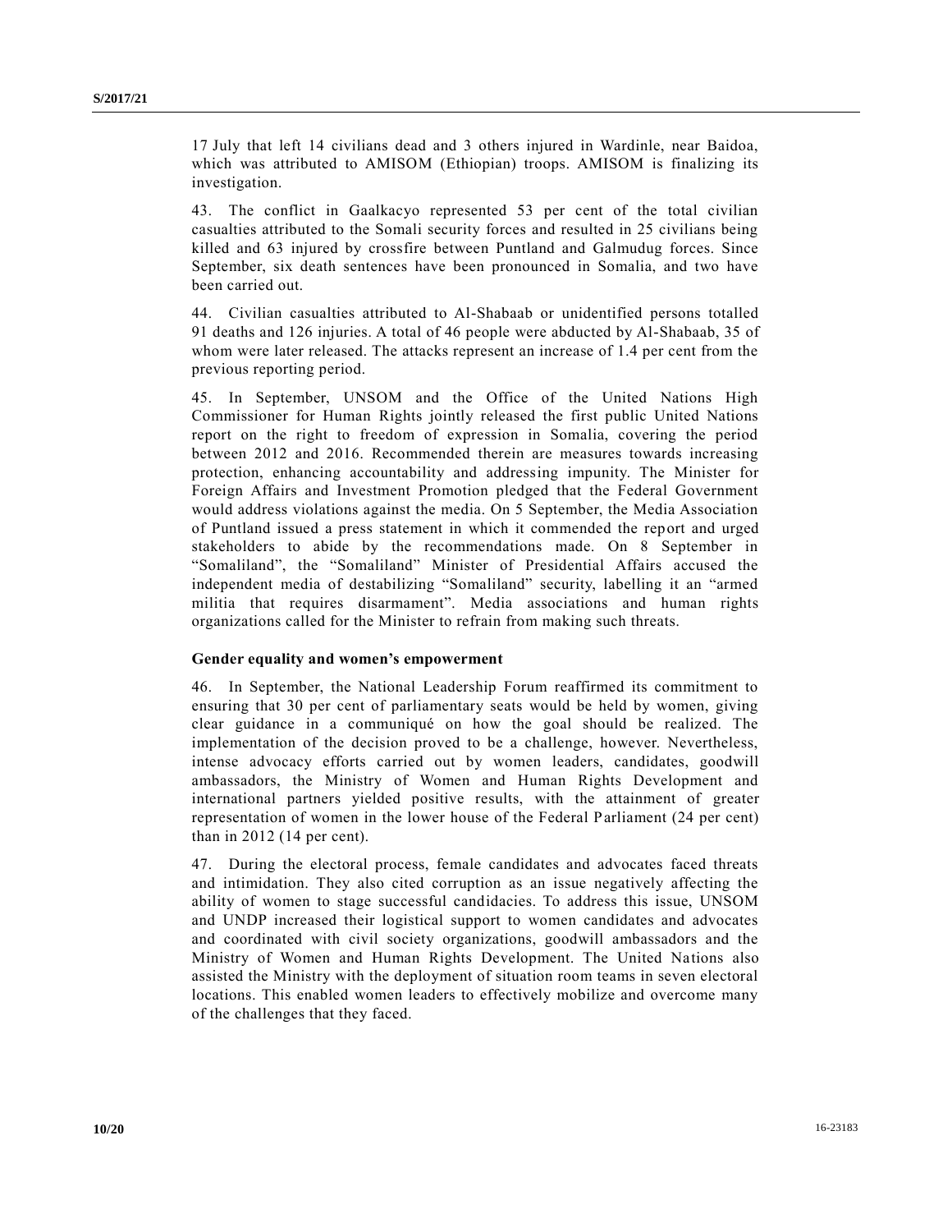17 July that left 14 civilians dead and 3 others injured in Wardinle, near Baidoa, which was attributed to AMISOM (Ethiopian) troops. AMISOM is finalizing its investigation.

43. The conflict in Gaalkacyo represented 53 per cent of the total civilian casualties attributed to the Somali security forces and resulted in 25 civilians being killed and 63 injured by crossfire between Puntland and Galmudug forces. Since September, six death sentences have been pronounced in Somalia, and two have been carried out.

44. Civilian casualties attributed to Al-Shabaab or unidentified persons totalled 91 deaths and 126 injuries. A total of 46 people were abducted by Al-Shabaab, 35 of whom were later released. The attacks represent an increase of 1.4 per cent from the previous reporting period.

45. In September, UNSOM and the Office of the United Nations High Commissioner for Human Rights jointly released the first public United Nations report on the right to freedom of expression in Somalia, covering the period between 2012 and 2016. Recommended therein are measures towards increasing protection, enhancing accountability and addressing impunity. The Minister for Foreign Affairs and Investment Promotion pledged that the Federal Government would address violations against the media. On 5 September, the Media Association of Puntland issued a press statement in which it commended the report and urged stakeholders to abide by the recommendations made. On 8 September in "Somaliland", the "Somaliland" Minister of Presidential Affairs accused the independent media of destabilizing "Somaliland" security, labelling it an "armed militia that requires disarmament". Media associations and human rights organizations called for the Minister to refrain from making such threats.

### Gender equality and women's empowerment

46. In September, the National Leadership Forum reaffirmed its commitment to ensuring that 30 per cent of parliamentary seats would be held by women, giving clear guidance in a communiqué on how the goal should be realized. The implementation of the decision proved to be a challenge, however. Nevertheless, intense advocacy efforts carried out by women leaders, candidates, goodwill ambassadors, the Ministry of Women and Human Rights Development and international partners yielded positive results, with the attainment of greater representation of women in the lower house of the Federal Parliament (24 per cent) than in 2012 (14 per cent).

47. During the electoral process, female candidates and advocates faced threats and intimidation. They also cited corruption as an issue negatively affecting the ability of women to stage successful candidacies. To address this issue, UNSOM and UNDP increased their logistical support to women candidates and advocates and coordinated with civil society organizations, goodwill ambassadors and the Ministry of Women and Human Rights Development. The United Nations also assisted the Ministry with the deployment of situation room teams in seven electoral locations. This enabled women leaders to effectively mobilize and overcome many of the challenges that they faced.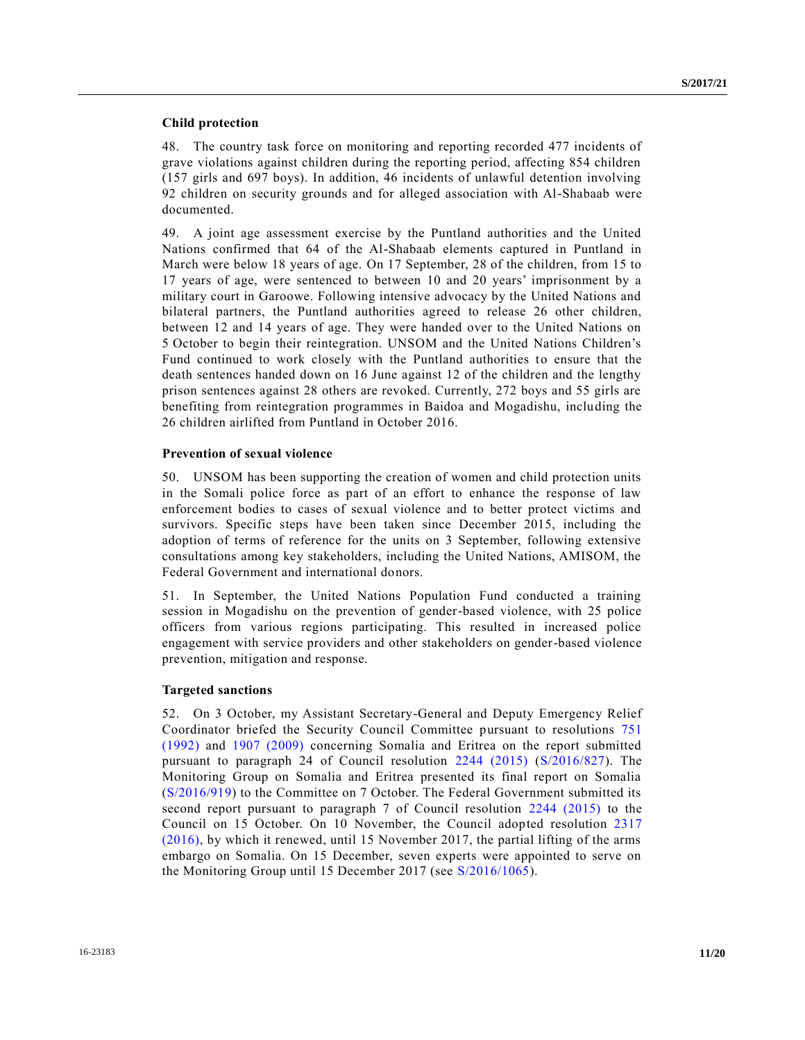### Child protection

48. The country task force on monitoring and reporting recorded 477 incidents of grave violations against children during the reporting period, affecting 854 children (157 girls and 697 boys). In addition, 46 incidents of unlawful detention involving 92 children on security grounds and for alleged association with Al-Shabaab were documented.

49. A joint age assessment exercise by the Puntland authorities and the United Nations confirmed that 64 of the Al-Shabaab elements captured in Puntland in March were below 18 years of age. On 17 September, 28 of the children, from 15 to 17 years of age, were sentenced to between 10 and 20 years' imprisonment by a military court in Garoowe. Following intensive advocacy by the United Nations and bilateral partners, the Puntland authorities agreed to release 26 other children, between 12 and 14 years of age. They were handed over to the United Nations on 5 October to begin their reintegration. UNSOM and the United Nations Children's Fund continued to work closely with the Puntland authorities to ensure that the death sentences handed down on 16 June against 12 of the children and the lengthy prison sentences against 28 others are revoked. Currently, 272 boys and 55 girls are benefiting from reintegration programmes in Baidoa and Mogadishu, including the 26 children airlifted from Puntland in October 2016.

### Prevention of sexual violence

50. UNSOM has been supporting the creation of women and child protection units in the Somali police force as part of an effort to enhance the response of law enforcement bodies to cases of sexual violence and to better protect victims and survivors. Specific steps have been taken since December 2015, including the adoption of terms of reference for the units on 3 September, following extensive consultations among key stakeholders, including the United Nations, AMISOM, the Federal Government and international donors.

51. In September, the United Nations Population Fund conducted a training session in Mogadishu on the prevention of gender-based violence, with 25 police officers from various regions participating. This resulted in increased police engagement with service providers and other stakeholders on gender-based violence prevention, mitigation and response.

### Targeted sanctions

52. On 3 October, my Assistant Secretary-General and Deputy Emergency Relief Coordinator briefed the Security Council Committee pursuant to resolutions 751 (1992) and 1907 (2009) concerning Somalia and Eritrea on the report submitted pursuant to paragraph 24 of Council resolution 2244 (2015) (S/2016/827). The Monitoring Group on Somalia and Eritrea presented its final report on Somalia (S/2016/919) to the Committee on 7 October. The Federal Government submitted its second report pursuant to paragraph 7 of Council resolution 2244 (2015) to the Council on 15 October. On 10 November, the Council adopted resolution 2317 (2016), by which it renewed, until 15 November 2017, the partial lifting of the arms embargo on Somalia. On 15 December, seven experts were appointed to serve on the Monitoring Group until 15 December 2017 (see S/2016/1065).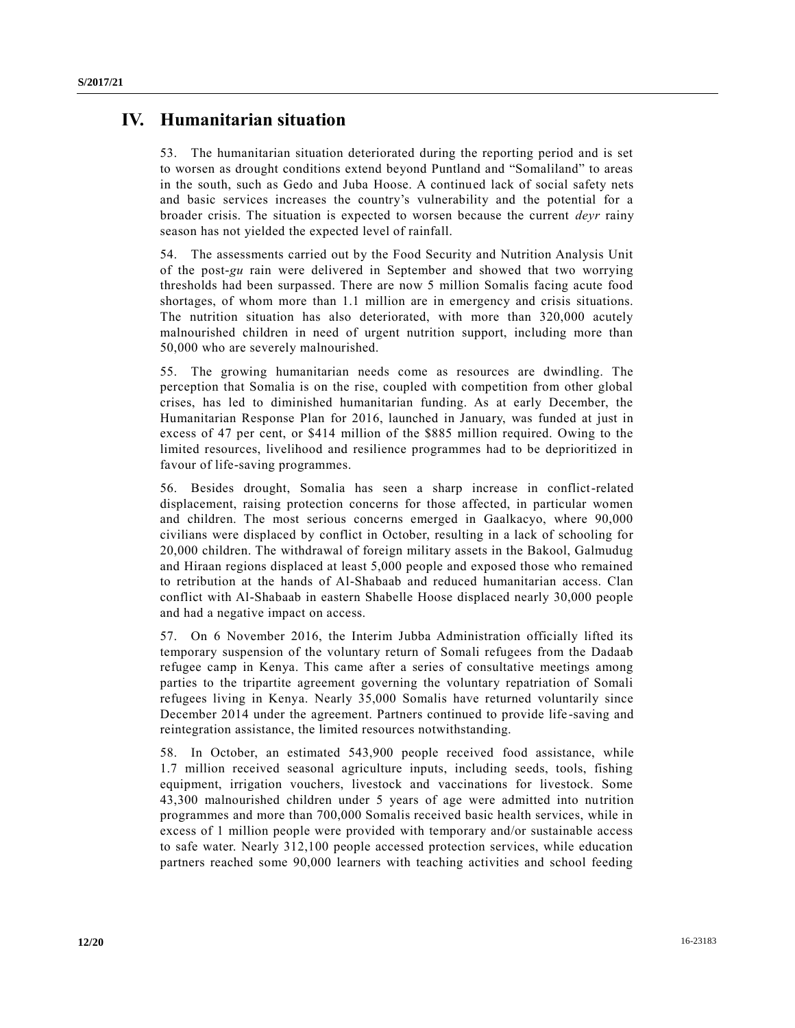# IV. Humanitarian situation

53. The humanitarian situation deteriorated during the reporting period and is set to worsen as drought conditions extend beyond Puntland and "Somaliland" to areas in the south, such as Gedo and Juba Hoose. A continued lack of social safety nets and basic services increases the country's vulnerability and the potential for a broader crisis. The situation is expected to worsen because the current *deyr* rainy season has not yielded the expected level of rainfall.

54. The assessments carried out by the Food Security and Nutrition Analysis Unit of the post-*gu* rain were delivered in September and showed that two worrying thresholds had been surpassed. There are now 5 million Somalis facing acute food shortages, of whom more than 1.1 million are in emergency and crisis situations. The nutrition situation has also deteriorated, with more than 320,000 acutely malnourished children in need of urgent nutrition support, including more than 50,000 who are severely malnourished.

55. The growing humanitarian needs come as resources are dwindling. The perception that Somalia is on the rise, coupled with competition from other global crises, has led to diminished humanitarian funding. As at early December, the Humanitarian Response Plan for 2016, launched in January, was funded at just in excess of 47 per cent, or $414 million of the $885 million required. Owing to the limited resources, livelihood and resilience programmes had to be deprioritized in favour of life-saving programmes.

56. Besides drought, Somalia has seen a sharp increase in conflict-related displacement, raising protection concerns for those affected, in particular women and children. The most serious concerns emerged in Gaalkacyo, where 90,000 civilians were displaced by conflict in October, resulting in a lack of schooling for 20,000 children. The withdrawal of foreign military assets in the Bakool, Galmudug and Hiraan regions displaced at least 5,000 people and exposed those who remained to retribution at the hands of Al-Shabaab and reduced humanitarian access. Clan conflict with Al-Shabaab in eastern Shabelle Hoose displaced nearly 30,000 people and had a negative impact on access.

57. On 6 November 2016, the Interim Jubba Administration officially lifted its temporary suspension of the voluntary return of Somali refugees from the Dadaab refugee camp in Kenya. This came after a series of consultative meetings among parties to the tripartite agreement governing the voluntary repatriation of Somali refugees living in Kenya. Nearly 35,000 Somalis have returned voluntarily since December 2014 under the agreement. Partners continued to provide life-saving and reintegration assistance, the limited resources notwithstanding.

58. In October, an estimated 543,900 people received food assistance, while 1.7 million received seasonal agriculture inputs, including seeds, tools, fishing equipment, irrigation vouchers, livestock and vaccinations for livestock. Some 43,300 malnourished children under 5 years of age were admitted into nutrition programmes and more than 700,000 Somalis received basic health services, while in excess of 1 million people were provided with temporary and/or sustainable access to safe water. Nearly 312,100 people accessed protection services, while education partners reached some 90,000 learners with teaching activities and school feeding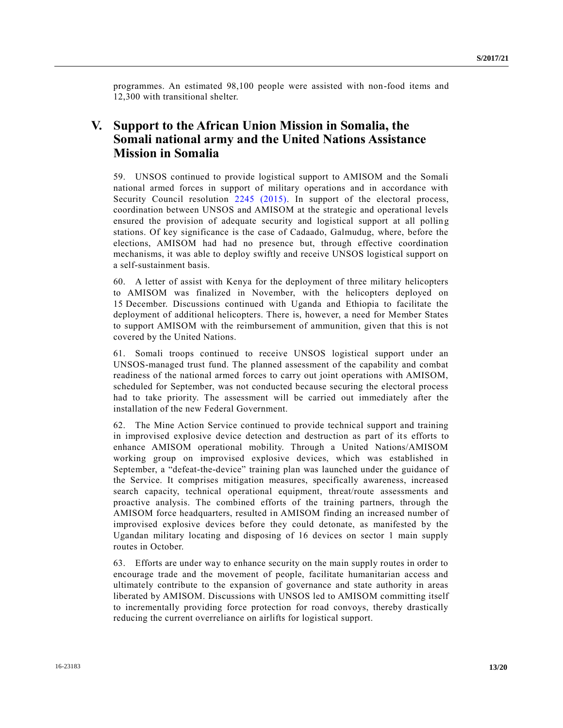programmes. An estimated 98,100 people were assisted with non-food items and 12,300 with transitional shelter.

# V. Support to the African Union Mission in Somalia, the Somali national army and the United Nations Assistance Mission in Somalia

59. UNSOS continued to provide logistical support to AMISOM and the Somali national armed forces in support of military operations and in accordance with Security Council resolution 2245 (2015). In support of the electoral process, coordination between UNSOS and AMISOM at the strategic and operational levels ensured the provision of adequate security and logistical support at all polling stations. Of key significance is the case of Cadaado, Galmudug, where, before the elections, AMISOM had had no presence but, through effective coordination mechanisms, it was able to deploy swiftly and receive UNSOS logistical support on a self-sustainment basis.

60. A letter of assist with Kenya for the deployment of three military helicopters to AMISOM was finalized in November, with the helicopters deployed on 15 December. Discussions continued with Uganda and Ethiopia to facilitate the deployment of additional helicopters. There is, however, a need for Member States to support AMISOM with the reimbursement of ammunition, given that this is not covered by the United Nations.

61. Somali troops continued to receive UNSOS logistical support under an UNSOS-managed trust fund. The planned assessment of the capability and combat readiness of the national armed forces to carry out joint operations with AMISOM, scheduled for September, was not conducted because securing the electoral process had to take priority. The assessment will be carried out immediately after the installation of the new Federal Government.

62. The Mine Action Service continued to provide technical support and training in improvised explosive device detection and destruction as part of its efforts to enhance AMISOM operational mobility. Through a United Nations/AMISOM working group on improvised explosive devices, which was established in September, a "defeat-the-device" training plan was launched under the guidance of the Service. It comprises mitigation measures, specifically awareness, increased search capacity, technical operational equipment, threat/route assessments and proactive analysis. The combined efforts of the training partners, through the AMISOM force headquarters, resulted in AMISOM finding an increased number of improvised explosive devices before they could detonate, as manifested by the Ugandan military locating and disposing of 16 devices on sector 1 main supply routes in October.

63. Efforts are under way to enhance security on the main supply routes in order to encourage trade and the movement of people, facilitate humanitarian access and ultimately contribute to the expansion of governance and state authority in areas liberated by AMISOM. Discussions with UNSOS led to AMISOM committing itself to incrementally providing force protection for road convoys, thereby drastically reducing the current overreliance on airlifts for logistical support.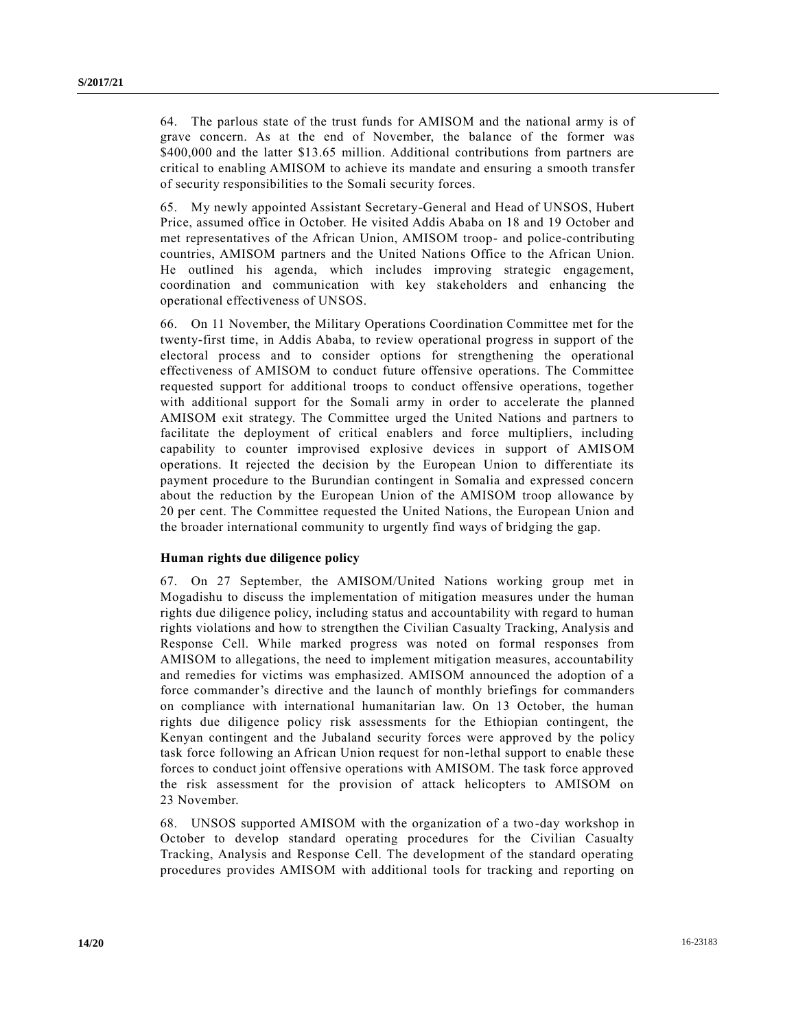64. The parlous state of the trust funds for AMISOM and the national army is of grave concern. As at the end of November, the balance of the former was \$400,000 and the latter \$13.65 million. Additional contributions from partners are critical to enabling AMISOM to achieve its mandate and ensuring a smooth transfer of security responsibilities to the Somali security forces.

65. My newly appointed Assistant Secretary-General and Head of UNSOS, Hubert Price, assumed office in October. He visited Addis Ababa on 18 and 19 October and met representatives of the African Union, AMISOM troop- and police-contributing countries, AMISOM partners and the United Nations Office to the African Union. He outlined his agenda, which includes improving strategic engagement, coordination and communication with key stakeholders and enhancing the operational effectiveness of UNSOS.

66. On 11 November, the Military Operations Coordination Committee met for the twenty-first time, in Addis Ababa, to review operational progress in support of the electoral process and to consider options for strengthening the operational effectiveness of AMISOM to conduct future offensive operations. The Committee requested support for additional troops to conduct offensive operations, together with additional support for the Somali army in order to accelerate the planned AMISOM exit strategy. The Committee urged the United Nations and partners to facilitate the deployment of critical enablers and force multipliers, including capability to counter improvised explosive devices in support of AMISOM operations. It rejected the decision by the European Union to differentiate its payment procedure to the Burundian contingent in Somalia and expressed concern about the reduction by the European Union of the AMISOM troop allowance by 20 per cent. The Committee requested the United Nations, the European Union and the broader international community to urgently find ways of bridging the gap.

**Human rights due diligence policy**

67. On 27 September, the AMISOM/United Nations working group met in Mogadishu to discuss the implementation of mitigation measures under the human rights due diligence policy, including status and accountability with regard to human rights violations and how to strengthen the Civilian Casualty Tracking, Analysis and Response Cell. While marked progress was noted on formal responses from AMISOM to allegations, the need to implement mitigation measures, accountability and remedies for victims was emphasized. AMISOM announced the adoption of a force commander's directive and the launch of monthly briefings for commanders on compliance with international humanitarian law. On 13 October, the human rights due diligence policy risk assessments for the Ethiopian contingent, the Kenyan contingent and the Jubaland security forces were approved by the policy task force following an African Union request for non-lethal support to enable these forces to conduct joint offensive operations with AMISOM. The task force approved the risk assessment for the provision of attack helicopters to AMISOM on 23 November.

68. UNSOS supported AMISOM with the organization of a two-day workshop in October to develop standard operating procedures for the Civilian Casualty Tracking, Analysis and Response Cell. The development of the standard operating procedures provides AMISOM with additional tools for tracking and reporting on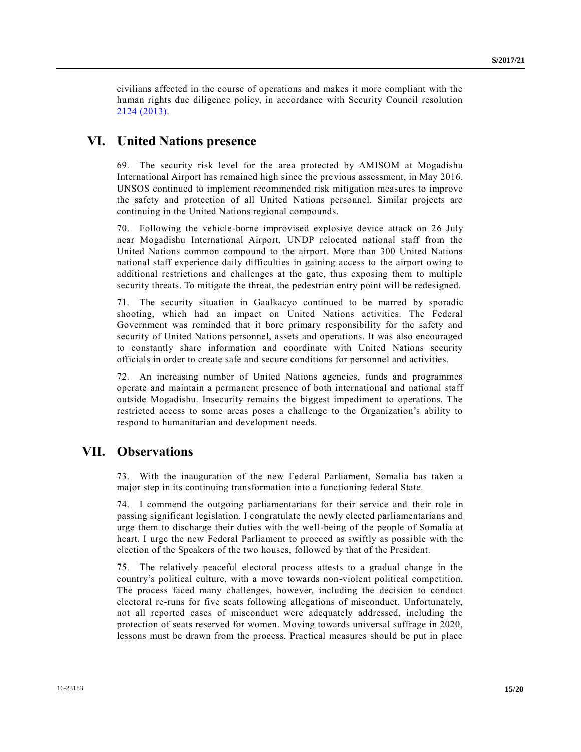civilians affected in the course of operations and makes it more compliant with the human rights due diligence policy, in accordance with Security Council resolution 2124 (2013).

# VI. United Nations presence

69. The security risk level for the area protected by AMISOM at Mogadishu International Airport has remained high since the previous assessment, in May 2016. UNSOS continued to implement recommended risk mitigation measures to improve the safety and protection of all United Nations personnel. Similar projects are continuing in the United Nations regional compounds.

70. Following the vehicle-borne improvised explosive device attack on 26 July near Mogadishu International Airport, UNDP relocated national staff from the United Nations common compound to the airport. More than 300 United Nations national staff experience daily difficulties in gaining access to the airport owing to additional restrictions and challenges at the gate, thus exposing them to multiple security threats. To mitigate the threat, the pedestrian entry point will be redesigned.

71. The security situation in Gaalkacyo continued to be marred by sporadic shooting, which had an impact on United Nations activities. The Federal Government was reminded that it bore primary responsibility for the safety and security of United Nations personnel, assets and operations. It was also encouraged to constantly share information and coordinate with United Nations security officials in order to create safe and secure conditions for personnel and activities.

72. An increasing number of United Nations agencies, funds and programmes operate and maintain a permanent presence of both international and national staff outside Mogadishu. Insecurity remains the biggest impediment to operations. The restricted access to some areas poses a challenge to the Organization's ability to respond to humanitarian and development needs.

# VII. Observations

73. With the inauguration of the new Federal Parliament, Somalia has taken a major step in its continuing transformation into a functioning federal State.

74. I commend the outgoing parliamentarians for their service and their role in passing significant legislation. I congratulate the newly elected parliamentarians and urge them to discharge their duties with the well-being of the people of Somalia at heart. I urge the new Federal Parliament to proceed as swiftly as possible with the election of the Speakers of the two houses, followed by that of the President.

75. The relatively peaceful electoral process attests to a gradual change in the country's political culture, with a move towards non-violent political competition. The process faced many challenges, however, including the decision to conduct electoral re-runs for five seats following allegations of misconduct. Unfortunately, not all reported cases of misconduct were adequately addressed, including the protection of seats reserved for women. Moving towards universal suffrage in 2020, lessons must be drawn from the process. Practical measures should be put in place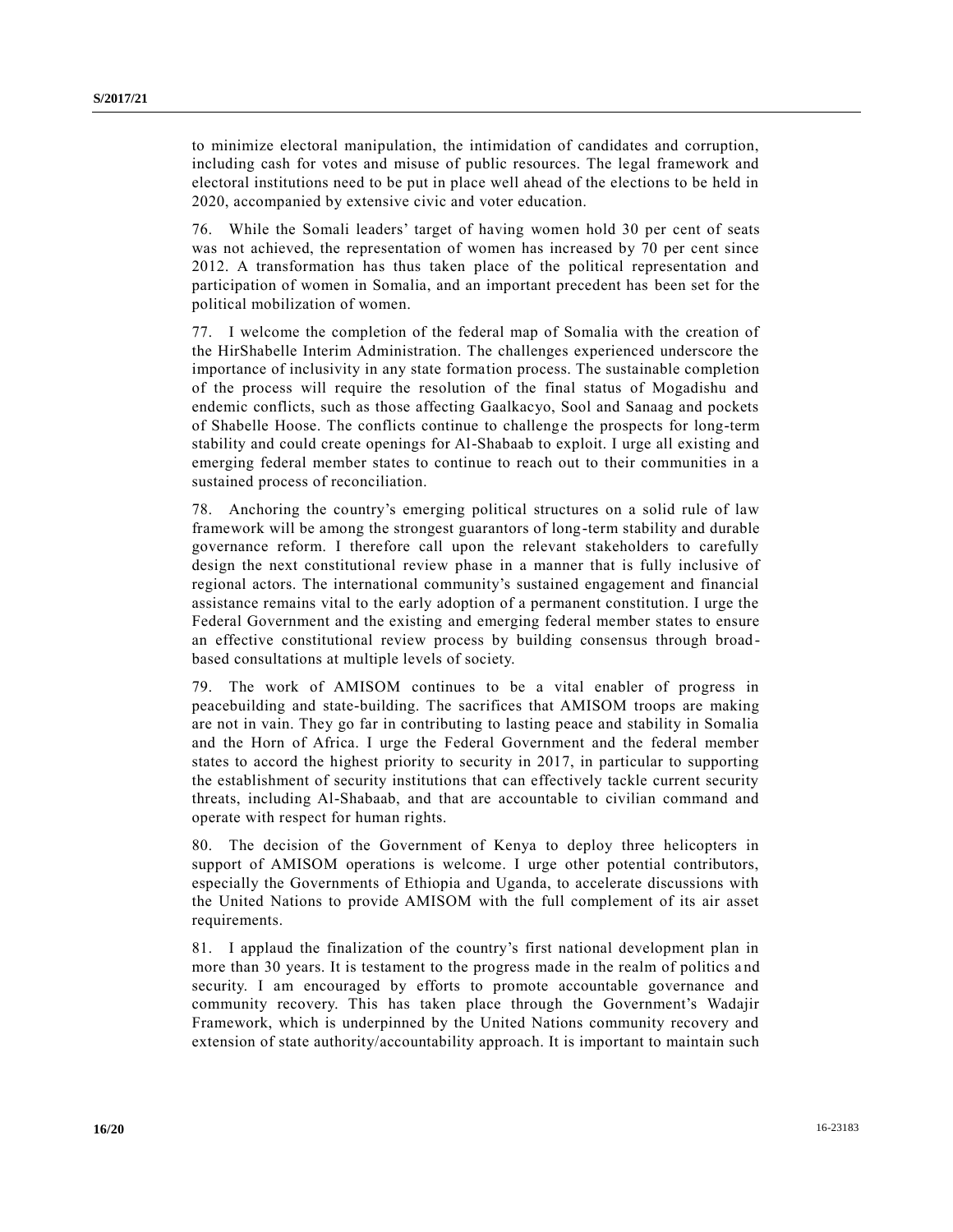to minimize electoral manipulation, the intimidation of candidates and corruption, including cash for votes and misuse of public resources. The legal framework and electoral institutions need to be put in place well ahead of the elections to be held in 2020, accompanied by extensive civic and voter education.

76. While the Somali leaders' target of having women hold 30 per cent of seats was not achieved, the representation of women has increased by 70 per cent since 2012. A transformation has thus taken place of the political representation and participation of women in Somalia, and an important precedent has been set for the political mobilization of women.

77. I welcome the completion of the federal map of Somalia with the creation of the HirShabelle Interim Administration. The challenges experienced underscore the importance of inclusivity in any state formation process. The sustainable completion of the process will require the resolution of the final status of Mogadishu and endemic conflicts, such as those affecting Gaalkacyo, Sool and Sanaag and pockets of Shabelle Hoose. The conflicts continue to challenge the prospects for long-term stability and could create openings for Al-Shabaab to exploit. I urge all existing and emerging federal member states to continue to reach out to their communities in a sustained process of reconciliation.

78. Anchoring the country's emerging political structures on a solid rule of law framework will be among the strongest guarantors of long-term stability and durable governance reform. I therefore call upon the relevant stakeholders to carefully design the next constitutional review phase in a manner that is fully inclusive of regional actors. The international community's sustained engagement and financial assistance remains vital to the early adoption of a permanent constitution. I urge the Federal Government and the existing and emerging federal member states to ensure an effective constitutional review process by building consensus through broad-based consultations at multiple levels of society.

79. The work of AMISOM continues to be a vital enabler of progress in peacebuilding and state-building. The sacrifices that AMISOM troops are making are not in vain. They go far in contributing to lasting peace and stability in Somalia and the Horn of Africa. I urge the Federal Government and the federal member states to accord the highest priority to security in 2017, in particular to supporting the establishment of security institutions that can effectively tackle current security threats, including Al-Shabaab, and that are accountable to civilian command and operate with respect for human rights.

80. The decision of the Government of Kenya to deploy three helicopters in support of AMISOM operations is welcome. I urge other potential contributors, especially the Governments of Ethiopia and Uganda, to accelerate discussions with the United Nations to provide AMISOM with the full complement of its air asset requirements.

81. I applaud the finalization of the country's first national development plan in more than 30 years. It is testament to the progress made in the realm of politics and security. I am encouraged by efforts to promote accountable governance and community recovery. This has taken place through the Government's Wadajir Framework, which is underpinned by the United Nations community recovery and extension of state authority/accountability approach. It is important to maintain such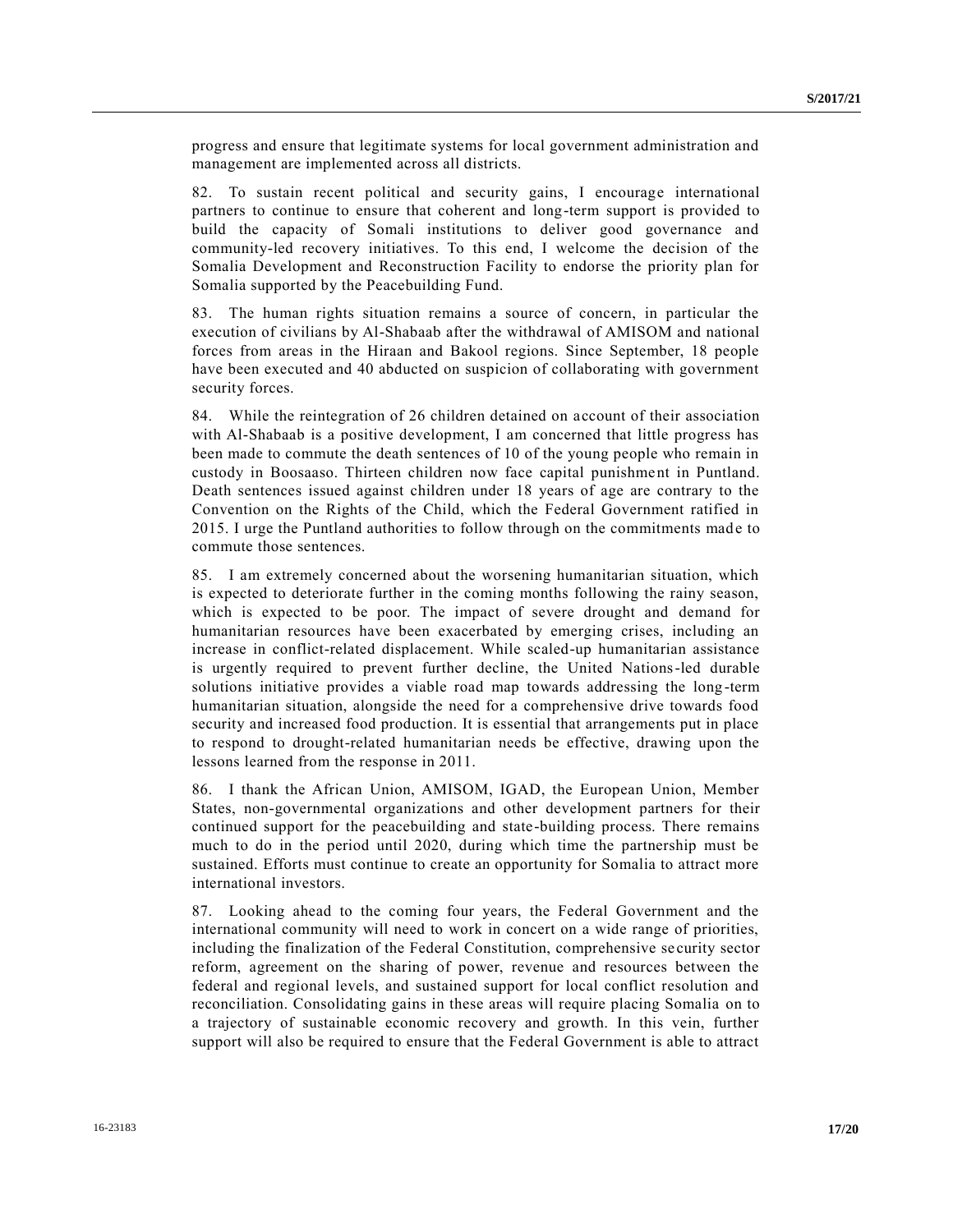progress and ensure that legitimate systems for local government administration and management are implemented across all districts.

82. To sustain recent political and security gains, I encourage international partners to continue to ensure that coherent and long-term support is provided to build the capacity of Somali institutions to deliver good governance and community-led recovery initiatives. To this end, I welcome the decision of the Somalia Development and Reconstruction Facility to endorse the priority plan for Somalia supported by the Peacebuilding Fund.

83. The human rights situation remains a source of concern, in particular the execution of civilians by Al-Shabaab after the withdrawal of AMISOM and national forces from areas in the Hiraan and Bakool regions. Since September, 18 people have been executed and 40 abducted on suspicion of collaborating with government security forces.

84. While the reintegration of 26 children detained on account of their association with Al-Shabaab is a positive development, I am concerned that little progress has been made to commute the death sentences of 10 of the young people who remain in custody in Boosaaso. Thirteen children now face capital punishment in Puntland. Death sentences issued against children under 18 years of age are contrary to the Convention on the Rights of the Child, which the Federal Government ratified in 2015. I urge the Puntland authorities to follow through on the commitments made to commute those sentences.

85. I am extremely concerned about the worsening humanitarian situation, which is expected to deteriorate further in the coming months following the rainy season, which is expected to be poor. The impact of severe drought and demand for humanitarian resources have been exacerbated by emerging crises, including an increase in conflict-related displacement. While scaled-up humanitarian assistance is urgently required to prevent further decline, the United Nations-led durable solutions initiative provides a viable road map towards addressing the long-term humanitarian situation, alongside the need for a comprehensive drive towards food security and increased food production. It is essential that arrangements put in place to respond to drought-related humanitarian needs be effective, drawing upon the lessons learned from the response in 2011.

86. I thank the African Union, AMISOM, IGAD, the European Union, Member States, non-governmental organizations and other development partners for their continued support for the peacebuilding and state-building process. There remains much to do in the period until 2020, during which time the partnership must be sustained. Efforts must continue to create an opportunity for Somalia to attract more international investors.

87. Looking ahead to the coming four years, the Federal Government and the international community will need to work in concert on a wide range of priorities, including the finalization of the Federal Constitution, comprehensive security sector reform, agreement on the sharing of power, revenue and resources between the federal and regional levels, and sustained support for local conflict resolution and reconciliation. Consolidating gains in these areas will require placing Somalia on to a trajectory of sustainable economic recovery and growth. In this vein, further support will also be required to ensure that the Federal Government is able to attract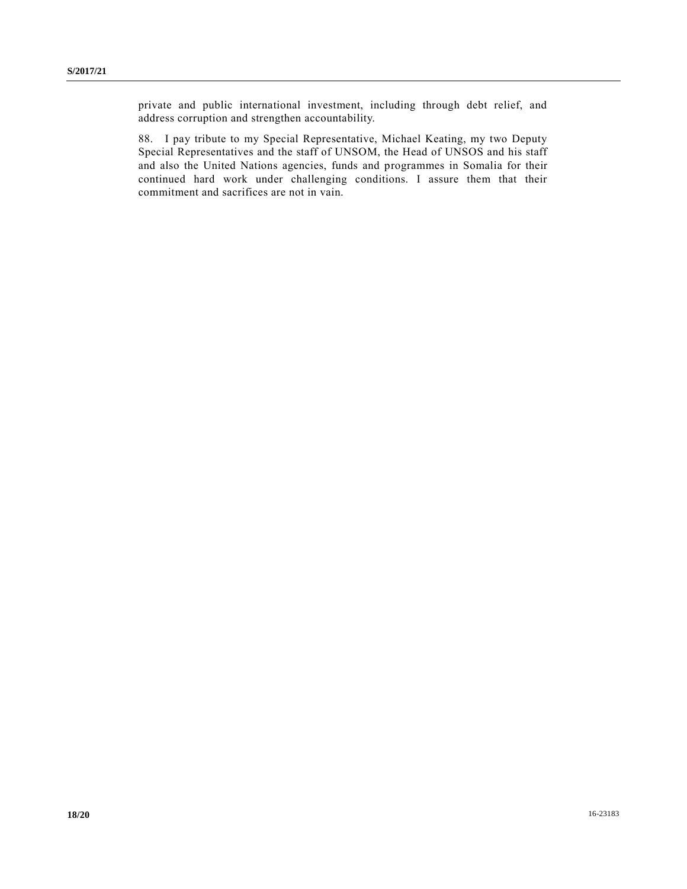private and public international investment, including through debt relief, and address corruption and strengthen accountability.

88. I pay tribute to my Special Representative, Michael Keating, my two Deputy Special Representatives and the staff of UNSOM, the Head of UNSOS and his staff and also the United Nations agencies, funds and programmes in Somalia for their continued hard work under challenging conditions. I assure them that their commitment and sacrifices are not in vain.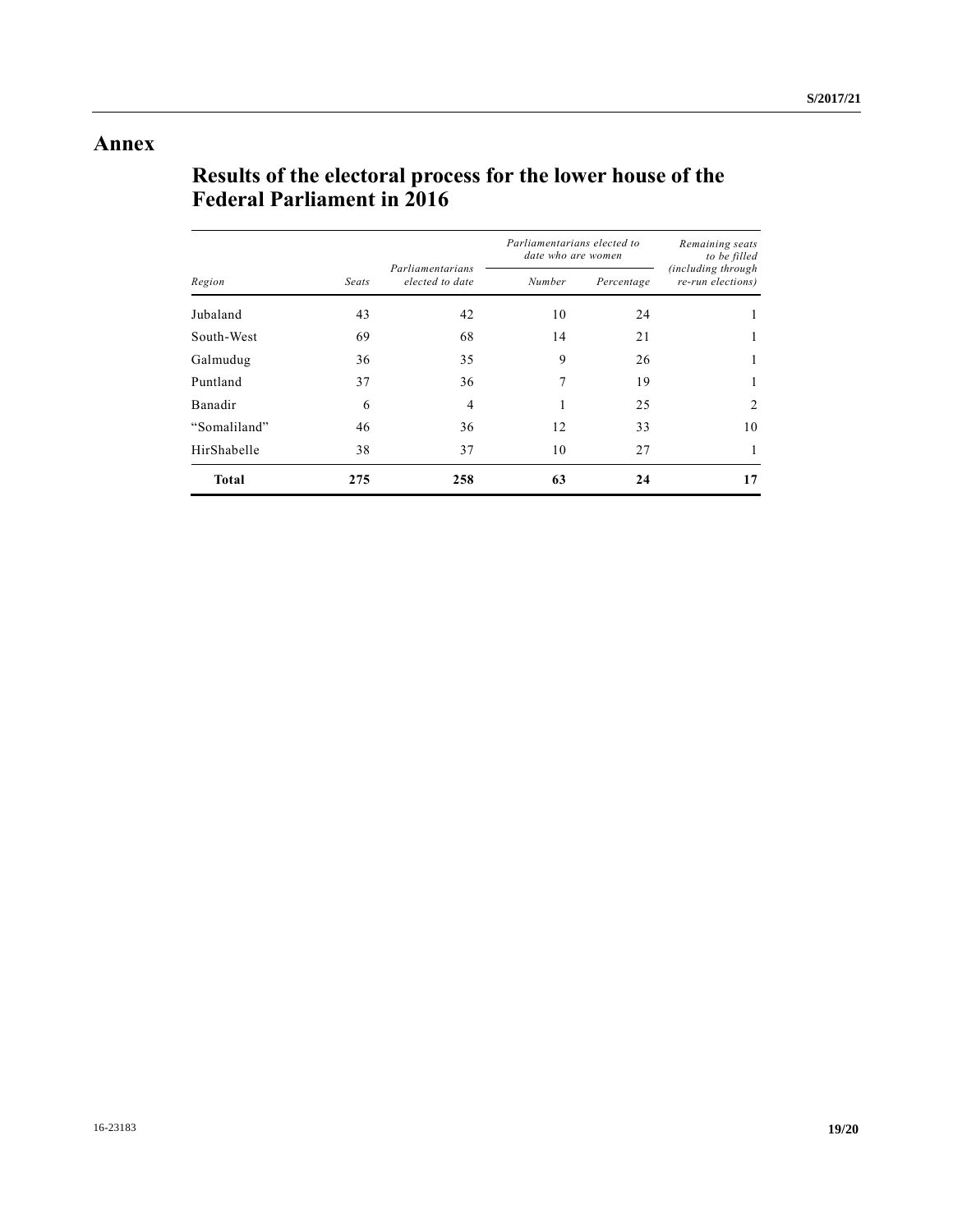# Annex

## Results of the electoral process for the lower house of the Federal Parliament in 2016

| *Region* | *Seats* | *Parliamentarians elected to date* | *Parliamentarians elected to date who are women* | | *Remaining seats to be filled (including through re-run elections)* |
|---|---|---|---|---|---|
| | | | *Number* | *Percentage* | |
| Jubaland | 43 | 42 | 10 | 24 | 1 |
| South-West | 69 | 68 | 14 | 21 | 1 |
| Galmudug | 36 | 35 | 9 | 26 | 1 |
| Puntland | 37 | 36 | 7 | 19 | 1 |
| Banadir | 6 | 4 | 1 | 25 | 2 |
| "Somaliland" | 46 | 36 | 12 | 33 | 10 |
| HirShabelle | 38 | 37 | 10 | 27 | 1 |
| **Total** | **275** | **258** | **63** | **24** | **17** |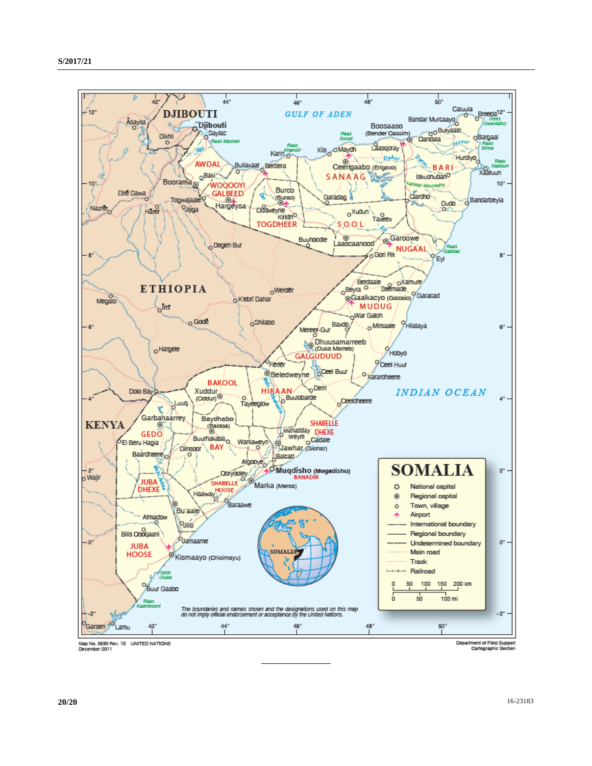SOMALIA

National capital

Regional capital

Town, village

Airport

International boundary

Regional boundary

Undetermined boundary

Main road

Track

Railroad

0 50 100 150 200 km

0 50 100 mi

The boundaries and names shown and the designations used on this map do not imply official endorsement or acceptance by the United Nations.

Map No. 3690 Rev. 10 UNITED NATIONS
December 2011

Department of Field Support
Cartographic Section